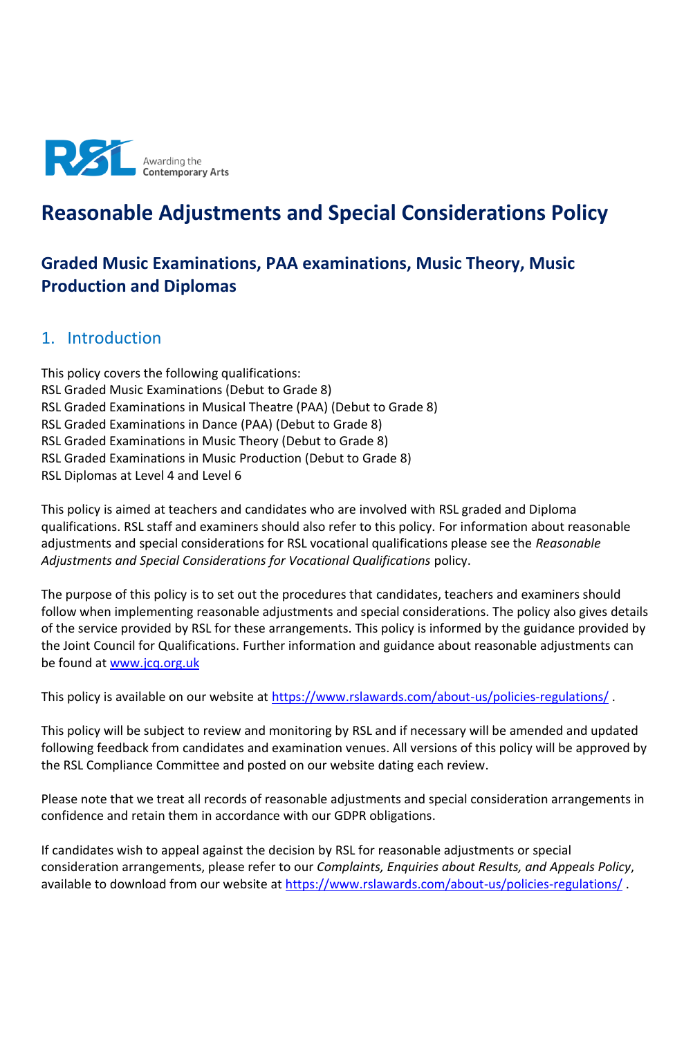# Reasonable Adjustments and Special Considerations Policy

## Graded Music Examinations, PAA examinations, Music Theory, Music Production and Diplomas

## 1. Introduction

This policy covers the following qualifications:
RSL Graded Music Examinations (Debut to Grade 8)
RSL Graded Examinations in Musical Theatre (PAA) (Debut to Grade 8)
RSL Graded Examinations in Dance (PAA) (Debut to Grade 8)
RSL Graded Examinations in Music Theory (Debut to Grade 8)
RSL Graded Examinations in Music Production (Debut to Grade 8)
RSL Diplomas at Level 4 and Level 6

This policy is aimed at teachers and candidates who are involved with RSL graded and Diploma qualifications. RSL staff and examiners should also refer to this policy. For information about reasonable adjustments and special considerations for RSL vocational qualifications please see the *Reasonable Adjustments and Special Considerations for Vocational Qualifications* policy.

The purpose of this policy is to set out the procedures that candidates, teachers and examiners should follow when implementing reasonable adjustments and special considerations. The policy also gives details of the service provided by RSL for these arrangements. This policy is informed by the guidance provided by the Joint Council for Qualifications. Further information and guidance about reasonable adjustments can be found at [www.jcq.org.uk](http://www.jcq.org.uk)

This policy is available on our website at https://www.rslawards.com/about-us/policies-regulations/ .

This policy will be subject to review and monitoring by RSL and if necessary will be amended and updated following feedback from candidates and examination venues. All versions of this policy will be approved by the RSL Compliance Committee and posted on our website dating each review.

Please note that we treat all records of reasonable adjustments and special consideration arrangements in confidence and retain them in accordance with our GDPR obligations.

If candidates wish to appeal against the decision by RSL for reasonable adjustments or special consideration arrangements, please refer to our *Complaints, Enquiries about Results, and Appeals Policy*, available to download from our website at https://www.rslawards.com/about-us/policies-regulations/ .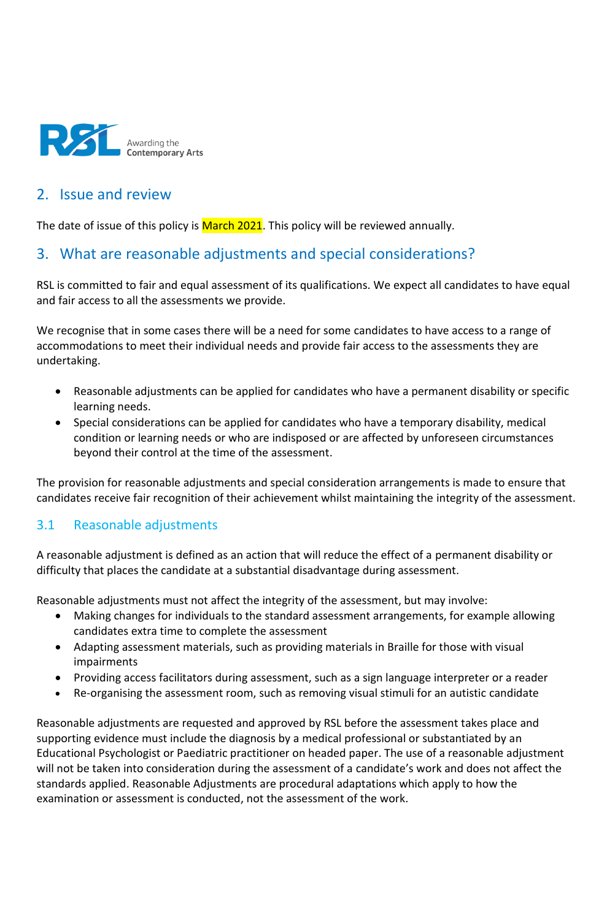## 2. Issue and review

The date of issue of this policy is March 2021. This policy will be reviewed annually.

## 3. What are reasonable adjustments and special considerations?

RSL is committed to fair and equal assessment of its qualifications. We expect all candidates to have equal and fair access to all the assessments we provide.

We recognise that in some cases there will be a need for some candidates to have access to a range of accommodations to meet their individual needs and provide fair access to the assessments they are undertaking.

- Reasonable adjustments can be applied for candidates who have a permanent disability or specific learning needs.
- Special considerations can be applied for candidates who have a temporary disability, medical condition or learning needs or who are indisposed or are affected by unforeseen circumstances beyond their control at the time of the assessment.

The provision for reasonable adjustments and special consideration arrangements is made to ensure that candidates receive fair recognition of their achievement whilst maintaining the integrity of the assessment.

### 3.1 Reasonable adjustments

A reasonable adjustment is defined as an action that will reduce the effect of a permanent disability or difficulty that places the candidate at a substantial disadvantage during assessment.

Reasonable adjustments must not affect the integrity of the assessment, but may involve:

- Making changes for individuals to the standard assessment arrangements, for example allowing candidates extra time to complete the assessment
- Adapting assessment materials, such as providing materials in Braille for those with visual impairments
- Providing access facilitators during assessment, such as a sign language interpreter or a reader
- Re-organising the assessment room, such as removing visual stimuli for an autistic candidate

Reasonable adjustments are requested and approved by RSL before the assessment takes place and supporting evidence must include the diagnosis by a medical professional or substantiated by an Educational Psychologist or Paediatric practitioner on headed paper. The use of a reasonable adjustment will not be taken into consideration during the assessment of a candidate's work and does not affect the standards applied. Reasonable Adjustments are procedural adaptations which apply to how the examination or assessment is conducted, not the assessment of the work.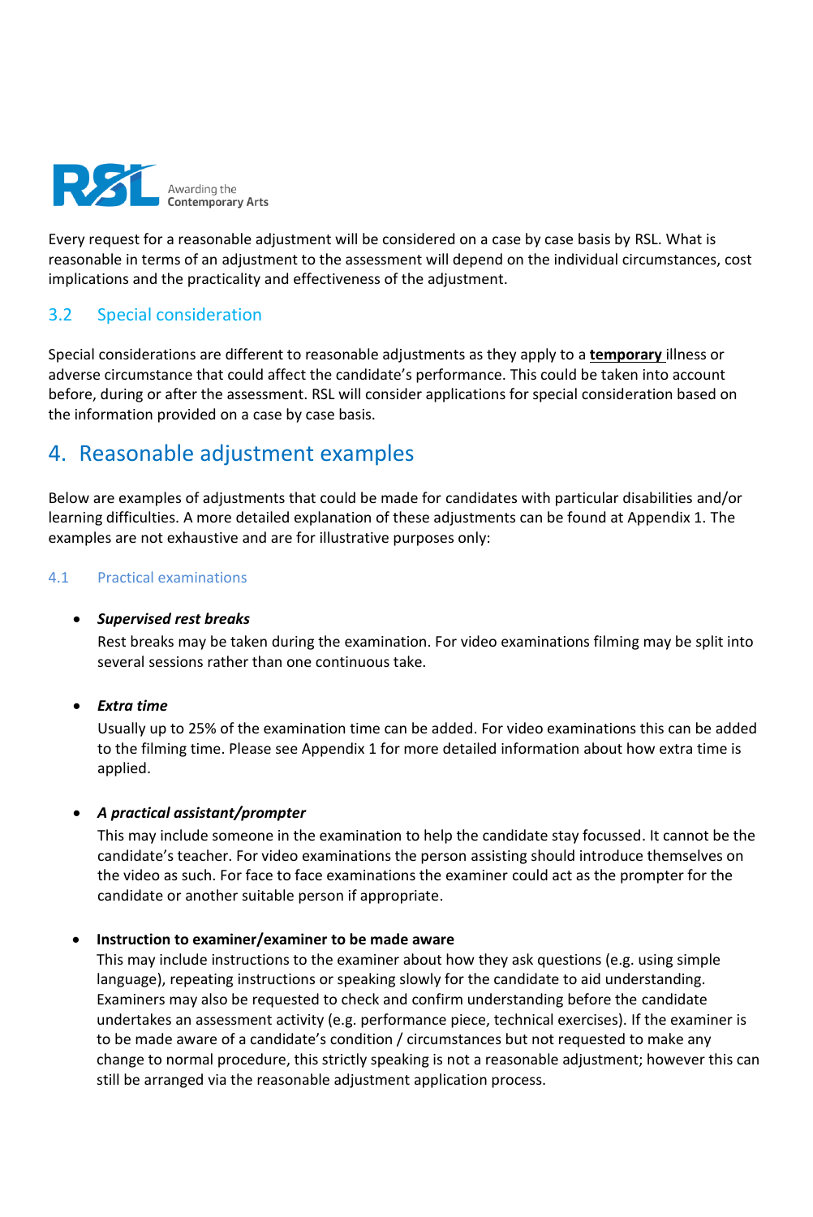Every request for a reasonable adjustment will be considered on a case by case basis by RSL. What is reasonable in terms of an adjustment to the assessment will depend on the individual circumstances, cost implications and the practicality and effectiveness of the adjustment.

### 3.2 Special consideration

Special considerations are different to reasonable adjustments as they apply to a **temporary** illness or adverse circumstance that could affect the candidate's performance. This could be taken into account before, during or after the assessment. RSL will consider applications for special consideration based on the information provided on a case by case basis.

## 4. Reasonable adjustment examples

Below are examples of adjustments that could be made for candidates with particular disabilities and/or learning difficulties. A more detailed explanation of these adjustments can be found at Appendix 1. The examples are not exhaustive and are for illustrative purposes only:

#### 4.1 Practical examinations

- ***Supervised rest breaks***
  Rest breaks may be taken during the examination. For video examinations filming may be split into several sessions rather than one continuous take.

- ***Extra time***
  Usually up to 25% of the examination time can be added. For video examinations this can be added to the filming time. Please see Appendix 1 for more detailed information about how extra time is applied.

- ***A practical assistant/prompter***
  This may include someone in the examination to help the candidate stay focussed. It cannot be the candidate's teacher. For video examinations the person assisting should introduce themselves on the video as such. For face to face examinations the examiner could act as the prompter for the candidate or another suitable person if appropriate.

- **Instruction to examiner/examiner to be made aware**
  This may include instructions to the examiner about how they ask questions (e.g. using simple language), repeating instructions or speaking slowly for the candidate to aid understanding. Examiners may also be requested to check and confirm understanding before the candidate undertakes an assessment activity (e.g. performance piece, technical exercises). If the examiner is to be made aware of a candidate's condition / circumstances but not requested to make any change to normal procedure, this strictly speaking is not a reasonable adjustment; however this can still be arranged via the reasonable adjustment application process.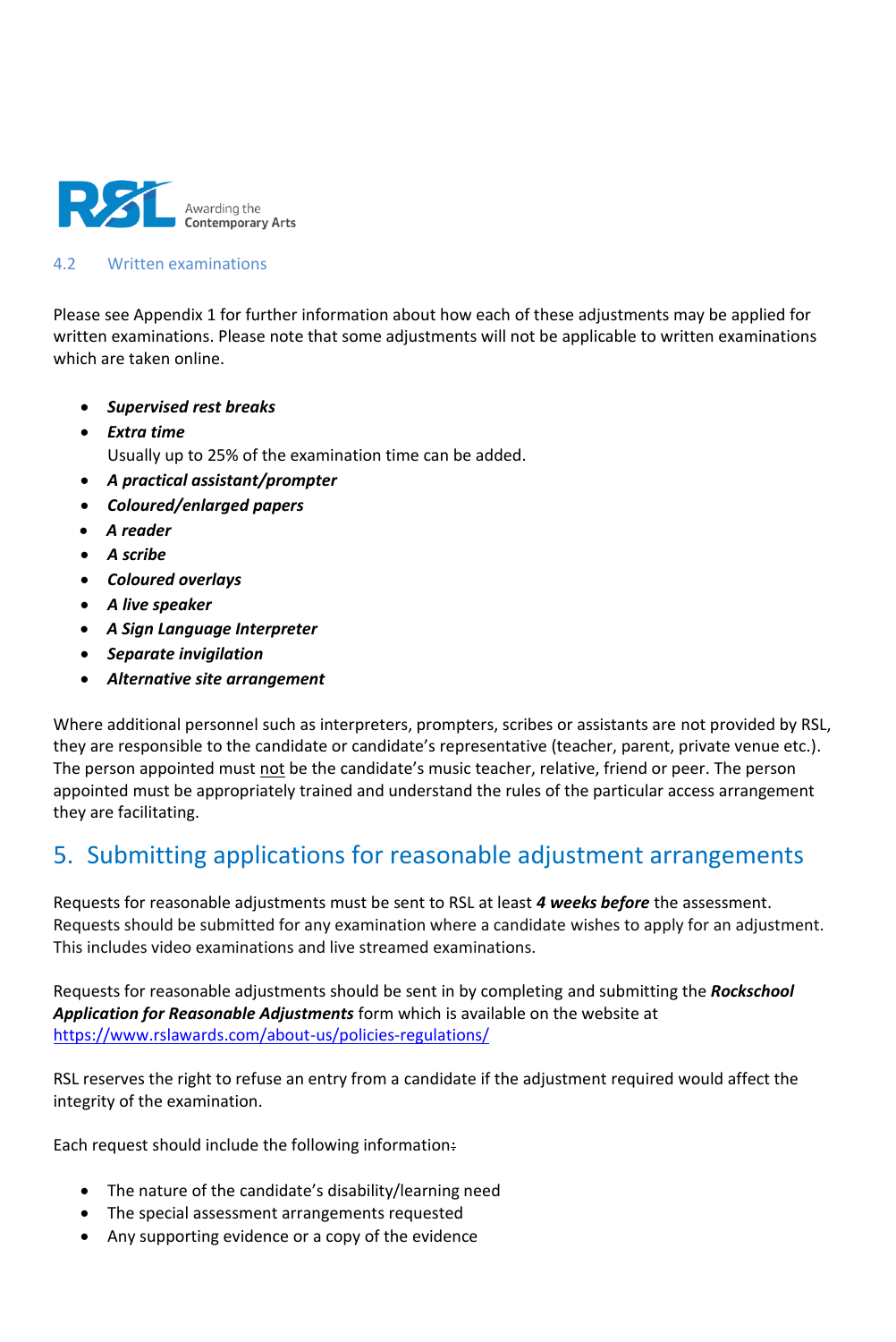### 4.2 Written examinations

Please see Appendix 1 for further information about how each of these adjustments may be applied for written examinations. Please note that some adjustments will not be applicable to written examinations which are taken online.

- ***Supervised rest breaks***
- ***Extra time***
  Usually up to 25% of the examination time can be added.
- ***A practical assistant/prompter***
- ***Coloured/enlarged papers***
- ***A reader***
- ***A scribe***
- ***Coloured overlays***
- ***A live speaker***
- ***A Sign Language Interpreter***
- ***Separate invigilation***
- ***Alternative site arrangement***

Where additional personnel such as interpreters, prompters, scribes or assistants are not provided by RSL, they are responsible to the candidate or candidate's representative (teacher, parent, private venue etc.). The person appointed must not be the candidate's music teacher, relative, friend or peer. The person appointed must be appropriately trained and understand the rules of the particular access arrangement they are facilitating.

## 5. Submitting applications for reasonable adjustment arrangements

Requests for reasonable adjustments must be sent to RSL at least ***4 weeks before*** the assessment. Requests should be submitted for any examination where a candidate wishes to apply for an adjustment. This includes video examinations and live streamed examinations.

Requests for reasonable adjustments should be sent in by completing and submitting the ***Rockschool Application for Reasonable Adjustments*** form which is available on the website at https://www.rslawards.com/about-us/policies-regulations/

RSL reserves the right to refuse an entry from a candidate if the adjustment required would affect the integrity of the examination.

Each request should include the following information:

- The nature of the candidate's disability/learning need
- The special assessment arrangements requested
- Any supporting evidence or a copy of the evidence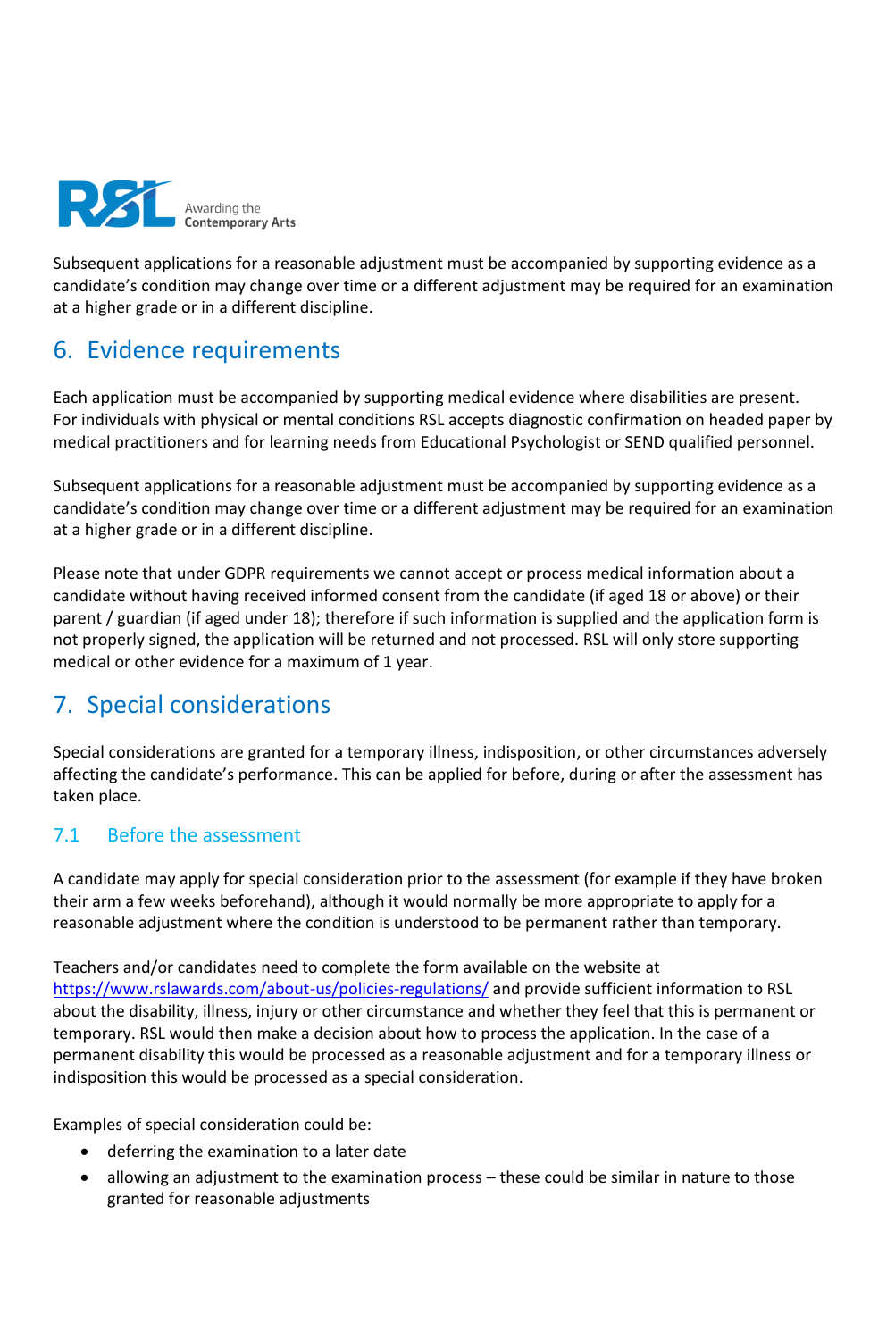Subsequent applications for a reasonable adjustment must be accompanied by supporting evidence as a candidate's condition may change over time or a different adjustment may be required for an examination at a higher grade or in a different discipline.

## 6. Evidence requirements

Each application must be accompanied by supporting medical evidence where disabilities are present. For individuals with physical or mental conditions RSL accepts diagnostic confirmation on headed paper by medical practitioners and for learning needs from Educational Psychologist or SEND qualified personnel.

Subsequent applications for a reasonable adjustment must be accompanied by supporting evidence as a candidate's condition may change over time or a different adjustment may be required for an examination at a higher grade or in a different discipline.

Please note that under GDPR requirements we cannot accept or process medical information about a candidate without having received informed consent from the candidate (if aged 18 or above) or their parent / guardian (if aged under 18); therefore if such information is supplied and the application form is not properly signed, the application will be returned and not processed. RSL will only store supporting medical or other evidence for a maximum of 1 year.

## 7. Special considerations

Special considerations are granted for a temporary illness, indisposition, or other circumstances adversely affecting the candidate's performance. This can be applied for before, during or after the assessment has taken place.

### 7.1 Before the assessment

A candidate may apply for special consideration prior to the assessment (for example if they have broken their arm a few weeks beforehand), although it would normally be more appropriate to apply for a reasonable adjustment where the condition is understood to be permanent rather than temporary.

Teachers and/or candidates need to complete the form available on the website at https://www.rslawards.com/about-us/policies-regulations/ and provide sufficient information to RSL about the disability, illness, injury or other circumstance and whether they feel that this is permanent or temporary. RSL would then make a decision about how to process the application. In the case of a permanent disability this would be processed as a reasonable adjustment and for a temporary illness or indisposition this would be processed as a special consideration.

Examples of special consideration could be:

- deferring the examination to a later date
- allowing an adjustment to the examination process – these could be similar in nature to those granted for reasonable adjustments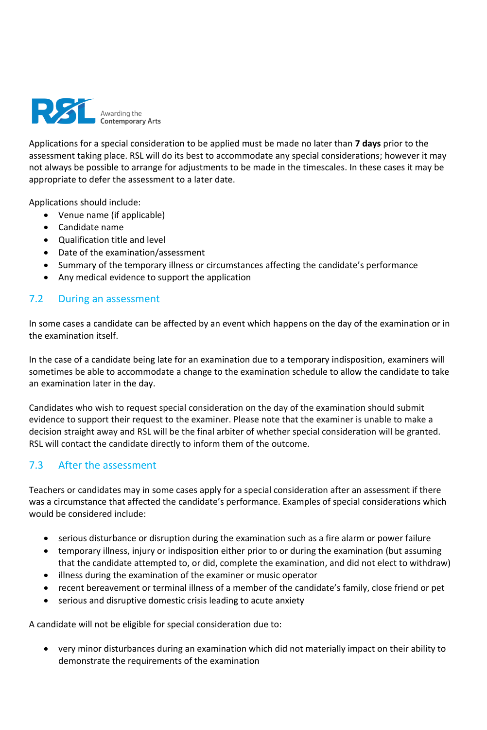Applications for a special consideration to be applied must be made no later than **7 days** prior to the assessment taking place. RSL will do its best to accommodate any special considerations; however it may not always be possible to arrange for adjustments to be made in the timescales. In these cases it may be appropriate to defer the assessment to a later date.

Applications should include:

- Venue name (if applicable)
- Candidate name
- Qualification title and level
- Date of the examination/assessment
- Summary of the temporary illness or circumstances affecting the candidate's performance
- Any medical evidence to support the application

## 7.2 During an assessment

In some cases a candidate can be affected by an event which happens on the day of the examination or in the examination itself.

In the case of a candidate being late for an examination due to a temporary indisposition, examiners will sometimes be able to accommodate a change to the examination schedule to allow the candidate to take an examination later in the day.

Candidates who wish to request special consideration on the day of the examination should submit evidence to support their request to the examiner. Please note that the examiner is unable to make a decision straight away and RSL will be the final arbiter of whether special consideration will be granted. RSL will contact the candidate directly to inform them of the outcome.

## 7.3 After the assessment

Teachers or candidates may in some cases apply for a special consideration after an assessment if there was a circumstance that affected the candidate's performance. Examples of special considerations which would be considered include:

- serious disturbance or disruption during the examination such as a fire alarm or power failure
- temporary illness, injury or indisposition either prior to or during the examination (but assuming that the candidate attempted to, or did, complete the examination, and did not elect to withdraw)
- illness during the examination of the examiner or music operator
- recent bereavement or terminal illness of a member of the candidate's family, close friend or pet
- serious and disruptive domestic crisis leading to acute anxiety

A candidate will not be eligible for special consideration due to:

- very minor disturbances during an examination which did not materially impact on their ability to demonstrate the requirements of the examination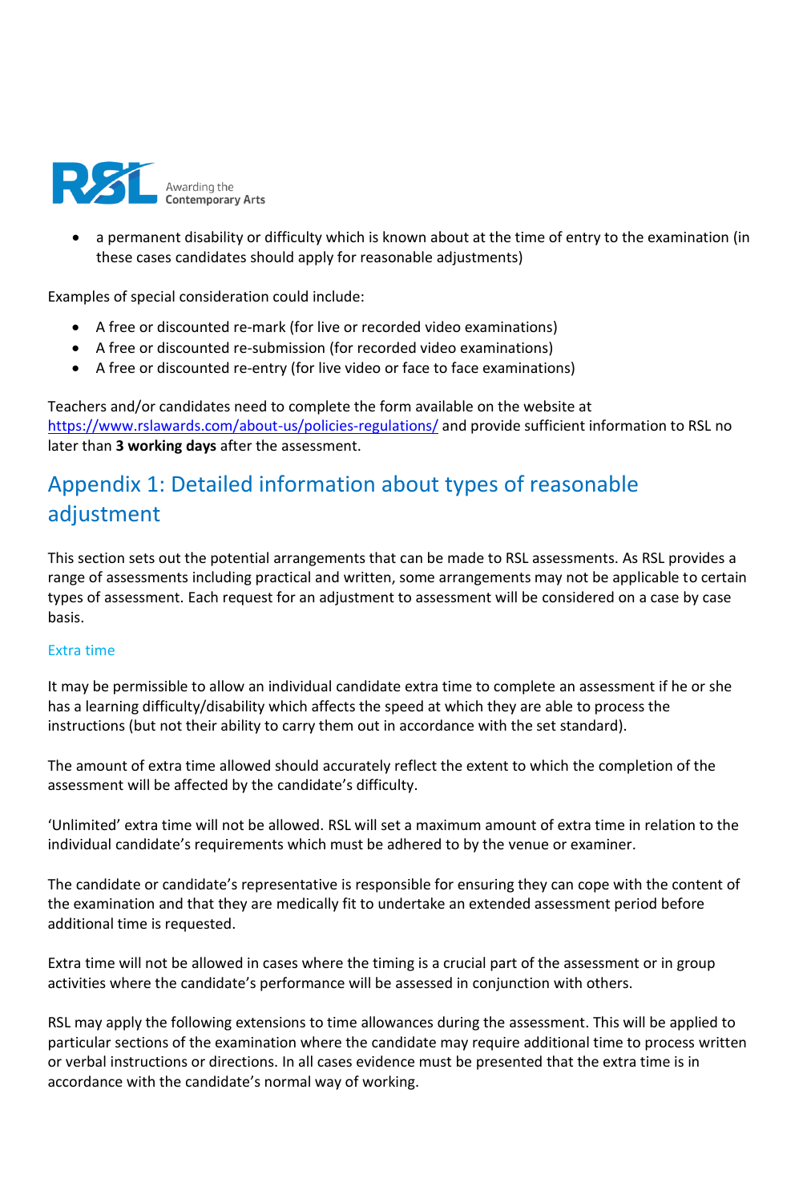- a permanent disability or difficulty which is known about at the time of entry to the examination (in these cases candidates should apply for reasonable adjustments)

Examples of special consideration could include:

- A free or discounted re-mark (for live or recorded video examinations)
- A free or discounted re-submission (for recorded video examinations)
- A free or discounted re-entry (for live video or face to face examinations)

Teachers and/or candidates need to complete the form available on the website at [https://www.rslawards.com/about-us/policies-regulations/](https://www.rslawards.com/about-us/policies-regulations/) and provide sufficient information to RSL no later than **3 working days** after the assessment.

## Appendix 1: Detailed information about types of reasonable adjustment

This section sets out the potential arrangements that can be made to RSL assessments. As RSL provides a range of assessments including practical and written, some arrangements may not be applicable to certain types of assessment. Each request for an adjustment to assessment will be considered on a case by case basis.

### Extra time

It may be permissible to allow an individual candidate extra time to complete an assessment if he or she has a learning difficulty/disability which affects the speed at which they are able to process the instructions (but not their ability to carry them out in accordance with the set standard).

The amount of extra time allowed should accurately reflect the extent to which the completion of the assessment will be affected by the candidate's difficulty.

'Unlimited' extra time will not be allowed. RSL will set a maximum amount of extra time in relation to the individual candidate's requirements which must be adhered to by the venue or examiner.

The candidate or candidate's representative is responsible for ensuring they can cope with the content of the examination and that they are medically fit to undertake an extended assessment period before additional time is requested.

Extra time will not be allowed in cases where the timing is a crucial part of the assessment or in group activities where the candidate's performance will be assessed in conjunction with others.

RSL may apply the following extensions to time allowances during the assessment. This will be applied to particular sections of the examination where the candidate may require additional time to process written or verbal instructions or directions. In all cases evidence must be presented that the extra time is in accordance with the candidate's normal way of working.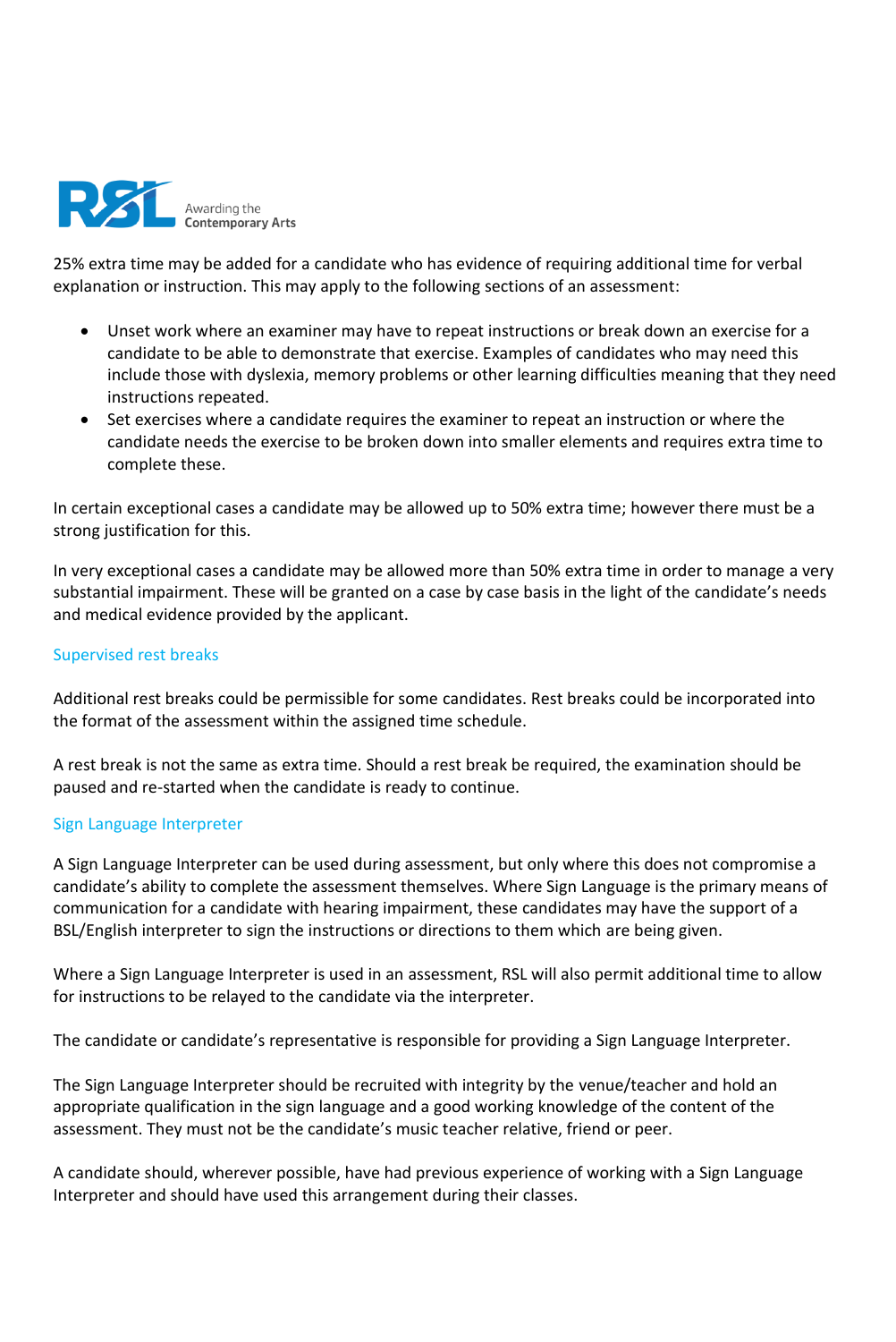25% extra time may be added for a candidate who has evidence of requiring additional time for verbal explanation or instruction. This may apply to the following sections of an assessment:

- Unset work where an examiner may have to repeat instructions or break down an exercise for a candidate to be able to demonstrate that exercise. Examples of candidates who may need this include those with dyslexia, memory problems or other learning difficulties meaning that they need instructions repeated.
- Set exercises where a candidate requires the examiner to repeat an instruction or where the candidate needs the exercise to be broken down into smaller elements and requires extra time to complete these.

In certain exceptional cases a candidate may be allowed up to 50% extra time; however there must be a strong justification for this.

In very exceptional cases a candidate may be allowed more than 50% extra time in order to manage a very substantial impairment. These will be granted on a case by case basis in the light of the candidate's needs and medical evidence provided by the applicant.

### Supervised rest breaks

Additional rest breaks could be permissible for some candidates. Rest breaks could be incorporated into the format of the assessment within the assigned time schedule.

A rest break is not the same as extra time. Should a rest break be required, the examination should be paused and re-started when the candidate is ready to continue.

### Sign Language Interpreter

A Sign Language Interpreter can be used during assessment, but only where this does not compromise a candidate's ability to complete the assessment themselves. Where Sign Language is the primary means of communication for a candidate with hearing impairment, these candidates may have the support of a BSL/English interpreter to sign the instructions or directions to them which are being given.

Where a Sign Language Interpreter is used in an assessment, RSL will also permit additional time to allow for instructions to be relayed to the candidate via the interpreter.

The candidate or candidate's representative is responsible for providing a Sign Language Interpreter.

The Sign Language Interpreter should be recruited with integrity by the venue/teacher and hold an appropriate qualification in the sign language and a good working knowledge of the content of the assessment. They must not be the candidate's music teacher relative, friend or peer.

A candidate should, wherever possible, have had previous experience of working with a Sign Language Interpreter and should have used this arrangement during their classes.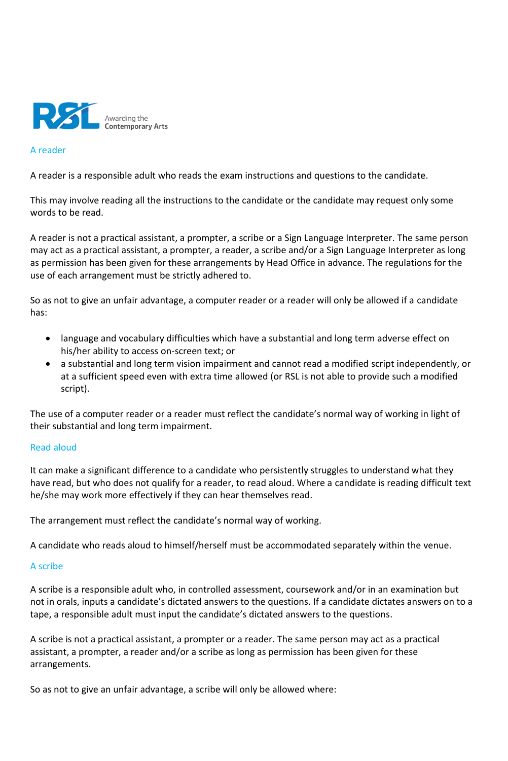## A reader

A reader is a responsible adult who reads the exam instructions and questions to the candidate.

This may involve reading all the instructions to the candidate or the candidate may request only some words to be read.

A reader is not a practical assistant, a prompter, a scribe or a Sign Language Interpreter. The same person may act as a practical assistant, a prompter, a reader, a scribe and/or a Sign Language Interpreter as long as permission has been given for these arrangements by Head Office in advance. The regulations for the use of each arrangement must be strictly adhered to.

So as not to give an unfair advantage, a computer reader or a reader will only be allowed if a candidate has:

- language and vocabulary difficulties which have a substantial and long term adverse effect on his/her ability to access on-screen text; or
- a substantial and long term vision impairment and cannot read a modified script independently, or at a sufficient speed even with extra time allowed (or RSL is not able to provide such a modified script).

The use of a computer reader or a reader must reflect the candidate's normal way of working in light of their substantial and long term impairment.

## Read aloud

It can make a significant difference to a candidate who persistently struggles to understand what they have read, but who does not qualify for a reader, to read aloud. Where a candidate is reading difficult text he/she may work more effectively if they can hear themselves read.

The arrangement must reflect the candidate's normal way of working.

A candidate who reads aloud to himself/herself must be accommodated separately within the venue.

## A scribe

A scribe is a responsible adult who, in controlled assessment, coursework and/or in an examination but not in orals, inputs a candidate's dictated answers to the questions. If a candidate dictates answers on to a tape, a responsible adult must input the candidate's dictated answers to the questions.

A scribe is not a practical assistant, a prompter or a reader. The same person may act as a practical assistant, a prompter, a reader and/or a scribe as long as permission has been given for these arrangements.

So as not to give an unfair advantage, a scribe will only be allowed where: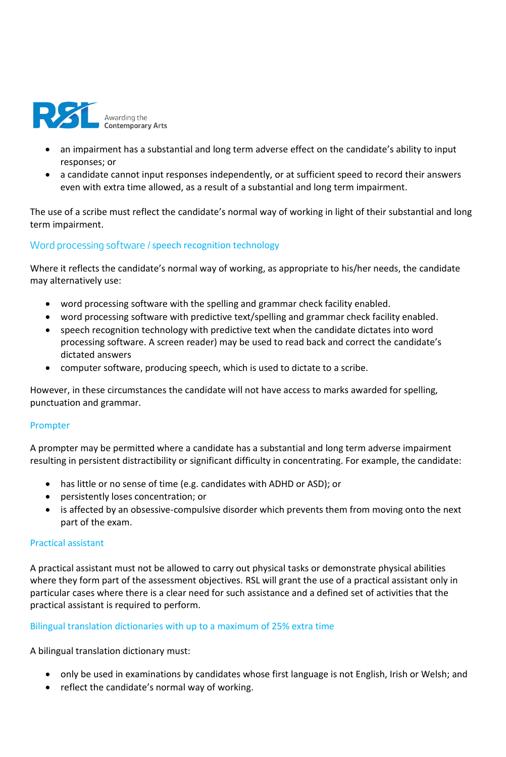- an impairment has a substantial and long term adverse effect on the candidate's ability to input responses; or
- a candidate cannot input responses independently, or at sufficient speed to record their answers even with extra time allowed, as a result of a substantial and long term impairment.

The use of a scribe must reflect the candidate's normal way of working in light of their substantial and long term impairment.

### Word processing software / speech recognition technology

Where it reflects the candidate's normal way of working, as appropriate to his/her needs, the candidate may alternatively use:

- word processing software with the spelling and grammar check facility enabled.
- word processing software with predictive text/spelling and grammar check facility enabled.
- speech recognition technology with predictive text when the candidate dictates into word processing software. A screen reader) may be used to read back and correct the candidate's dictated answers
- computer software, producing speech, which is used to dictate to a scribe.

However, in these circumstances the candidate will not have access to marks awarded for spelling, punctuation and grammar.

### Prompter

A prompter may be permitted where a candidate has a substantial and long term adverse impairment resulting in persistent distractibility or significant difficulty in concentrating. For example, the candidate:

- has little or no sense of time (e.g. candidates with ADHD or ASD); or
- persistently loses concentration; or
- is affected by an obsessive-compulsive disorder which prevents them from moving onto the next part of the exam.

### Practical assistant

A practical assistant must not be allowed to carry out physical tasks or demonstrate physical abilities where they form part of the assessment objectives. RSL will grant the use of a practical assistant only in particular cases where there is a clear need for such assistance and a defined set of activities that the practical assistant is required to perform.

### Bilingual translation dictionaries with up to a maximum of 25% extra time

A bilingual translation dictionary must:

- only be used in examinations by candidates whose first language is not English, Irish or Welsh; and
- reflect the candidate's normal way of working.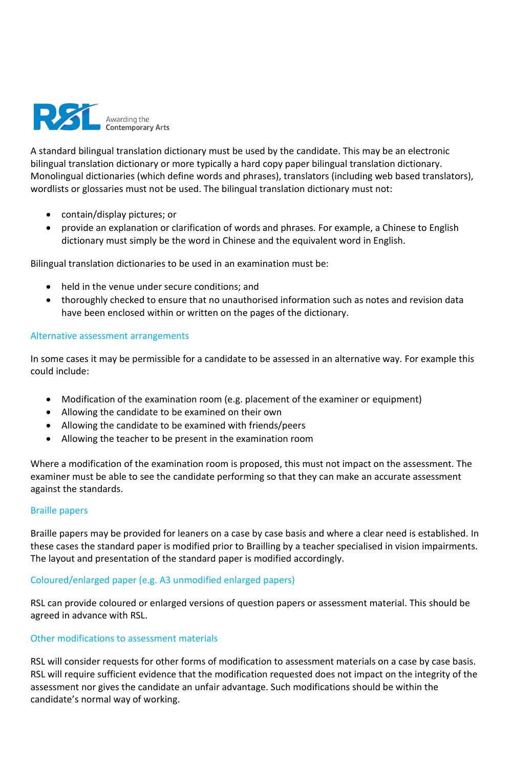A standard bilingual translation dictionary must be used by the candidate. This may be an electronic bilingual translation dictionary or more typically a hard copy paper bilingual translation dictionary. Monolingual dictionaries (which define words and phrases), translators (including web based translators), wordlists or glossaries must not be used. The bilingual translation dictionary must not:

- contain/display pictures; or
- provide an explanation or clarification of words and phrases. For example, a Chinese to English dictionary must simply be the word in Chinese and the equivalent word in English.

Bilingual translation dictionaries to be used in an examination must be:

- held in the venue under secure conditions; and
- thoroughly checked to ensure that no unauthorised information such as notes and revision data have been enclosed within or written on the pages of the dictionary.

### Alternative assessment arrangements

In some cases it may be permissible for a candidate to be assessed in an alternative way. For example this could include:

- Modification of the examination room (e.g. placement of the examiner or equipment)
- Allowing the candidate to be examined on their own
- Allowing the candidate to be examined with friends/peers
- Allowing the teacher to be present in the examination room

Where a modification of the examination room is proposed, this must not impact on the assessment. The examiner must be able to see the candidate performing so that they can make an accurate assessment against the standards.

### Braille papers

Braille papers may be provided for leaners on a case by case basis and where a clear need is established. In these cases the standard paper is modified prior to Brailling by a teacher specialised in vision impairments. The layout and presentation of the standard paper is modified accordingly.

### Coloured/enlarged paper (e.g. A3 unmodified enlarged papers)

RSL can provide coloured or enlarged versions of question papers or assessment material. This should be agreed in advance with RSL.

### Other modifications to assessment materials

RSL will consider requests for other forms of modification to assessment materials on a case by case basis. RSL will require sufficient evidence that the modification requested does not impact on the integrity of the assessment nor gives the candidate an unfair advantage. Such modifications should be within the candidate's normal way of working.